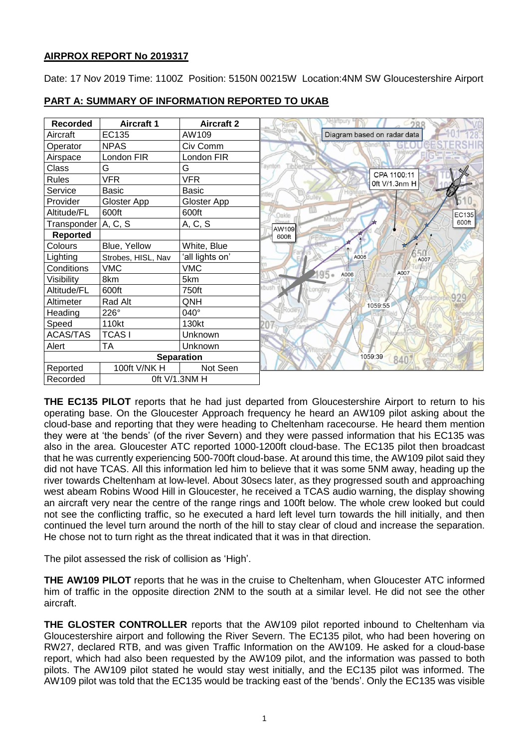## AIRPROX REPORT No 2019317

Date: 17 Nov 2019 Time: 1100Z Position: 5150N 00215W Location:4NM SW Gloucestershire Airport

## PART A: SUMMARY OF INFORMATION REPORTED TO UKAB

| Recorded | Aircraft 1 | Aircraft 2 |
|---|---|---|
| Aircraft | EC135 | AW109 |
| Operator | NPAS | Civ Comm |
| Airspace | London FIR | London FIR |
| Class | G | G |
| Rules | VFR | VFR |
| Service | Basic | Basic |
| Provider | Gloster App | Gloster App |
| Altitude/FL | 600ft | 600ft |
| Transponder | A, C, S | A, C, S |
| **Reported** | | |
| Colours | Blue, Yellow | White, Blue |
| Lighting | Strobes, HISL, Nav | 'all lights on' |
| Conditions | VMC | VMC |
| Visibility | 8km | 5km |
| Altitude/FL | 600ft | 750ft |
| Altimeter | Rad Alt | QNH |
| Heading | 226° | 040° |
| Speed | 110kt | 130kt |
| ACAS/TAS | TCAS I | Unknown |
| Alert | TA | Unknown |
| **Separation** | | |
| Reported | 100ft V/NK H | Not Seen |
| Recorded | 0ft V/1.3NM H | |

Diagram based on radar data

CPA 1100:11 0ft V/1.3nm H

**THE EC135 PILOT** reports that he had just departed from Gloucestershire Airport to return to his operating base. On the Gloucester Approach frequency he heard an AW109 pilot asking about the cloud-base and reporting that they were heading to Cheltenham racecourse. He heard them mention they were at 'the bends' (of the river Severn) and they were passed information that his EC135 was also in the area. Gloucester ATC reported 1000-1200ft cloud-base. The EC135 pilot then broadcast that he was currently experiencing 500-700ft cloud-base. At around this time, the AW109 pilot said they did not have TCAS. All this information led him to believe that it was some 5NM away, heading up the river towards Cheltenham at low-level. About 30secs later, as they progressed south and approaching west abeam Robins Wood Hill in Gloucester, he received a TCAS audio warning, the display showing an aircraft very near the centre of the range rings and 100ft below. The whole crew looked but could not see the conflicting traffic, so he executed a hard left level turn towards the hill initially, and then continued the level turn around the north of the hill to stay clear of cloud and increase the separation. He chose not to turn right as the threat indicated that it was in that direction.

The pilot assessed the risk of collision as 'High'.

**THE AW109 PILOT** reports that he was in the cruise to Cheltenham, when Gloucester ATC informed him of traffic in the opposite direction 2NM to the south at a similar level. He did not see the other aircraft.

**THE GLOSTER CONTROLLER** reports that the AW109 pilot reported inbound to Cheltenham via Gloucestershire airport and following the River Severn. The EC135 pilot, who had been hovering on RW27, declared RTB, and was given Traffic Information on the AW109. He asked for a cloud-base report, which had also been requested by the AW109 pilot, and the information was passed to both pilots. The AW109 pilot stated he would stay west initially, and the EC135 pilot was informed. The AW109 pilot was told that the EC135 would be tracking east of the 'bends'. Only the EC135 was visible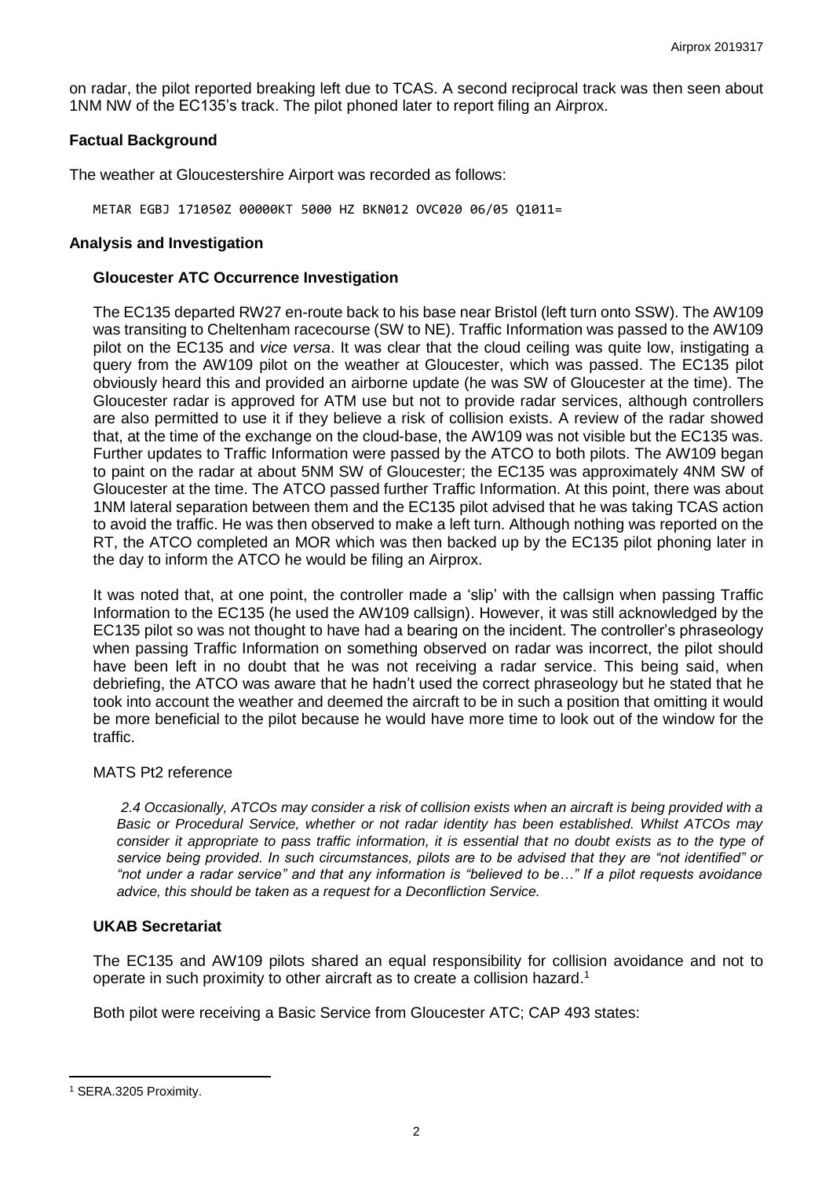on radar, the pilot reported breaking left due to TCAS. A second reciprocal track was then seen about 1NM NW of the EC135's track. The pilot phoned later to report filing an Airprox.

### Factual Background

The weather at Gloucestershire Airport was recorded as follows:

```
METAR EGBJ 171050Z 00000KT 5000 HZ BKN012 OVC020 06/05 Q1011=
```

### Analysis and Investigation

#### Gloucester ATC Occurrence Investigation

The EC135 departed RW27 en-route back to his base near Bristol (left turn onto SSW). The AW109 was transiting to Cheltenham racecourse (SW to NE). Traffic Information was passed to the AW109 pilot on the EC135 and *vice versa*. It was clear that the cloud ceiling was quite low, instigating a query from the AW109 pilot on the weather at Gloucester, which was passed. The EC135 pilot obviously heard this and provided an airborne update (he was SW of Gloucester at the time). The Gloucester radar is approved for ATM use but not to provide radar services, although controllers are also permitted to use it if they believe a risk of collision exists. A review of the radar showed that, at the time of the exchange on the cloud-base, the AW109 was not visible but the EC135 was. Further updates to Traffic Information were passed by the ATCO to both pilots. The AW109 began to paint on the radar at about 5NM SW of Gloucester; the EC135 was approximately 4NM SW of Gloucester at the time. The ATCO passed further Traffic Information. At this point, there was about 1NM lateral separation between them and the EC135 pilot advised that he was taking TCAS action to avoid the traffic. He was then observed to make a left turn. Although nothing was reported on the RT, the ATCO completed an MOR which was then backed up by the EC135 pilot phoning later in the day to inform the ATCO he would be filing an Airprox.

It was noted that, at one point, the controller made a 'slip' with the callsign when passing Traffic Information to the EC135 (he used the AW109 callsign). However, it was still acknowledged by the EC135 pilot so was not thought to have had a bearing on the incident. The controller's phraseology when passing Traffic Information on something observed on radar was incorrect, the pilot should have been left in no doubt that he was not receiving a radar service. This being said, when debriefing, the ATCO was aware that he hadn't used the correct phraseology but he stated that he took into account the weather and deemed the aircraft to be in such a position that omitting it would be more beneficial to the pilot because he would have more time to look out of the window for the traffic.

MATS Pt2 reference

> *2.4 Occasionally, ATCOs may consider a risk of collision exists when an aircraft is being provided with a Basic or Procedural Service, whether or not radar identity has been established. Whilst ATCOs may consider it appropriate to pass traffic information, it is essential that no doubt exists as to the type of service being provided. In such circumstances, pilots are to be advised that they are "not identified" or "not under a radar service" and that any information is "believed to be…" If a pilot requests avoidance advice, this should be taken as a request for a Deconfliction Service.*

#### UKAB Secretariat

The EC135 and AW109 pilots shared an equal responsibility for collision avoidance and not to operate in such proximity to other aircraft as to create a collision hazard.[1]

Both pilot were receiving a Basic Service from Gloucester ATC; CAP 493 states:

---

[1] SERA.3205 Proximity.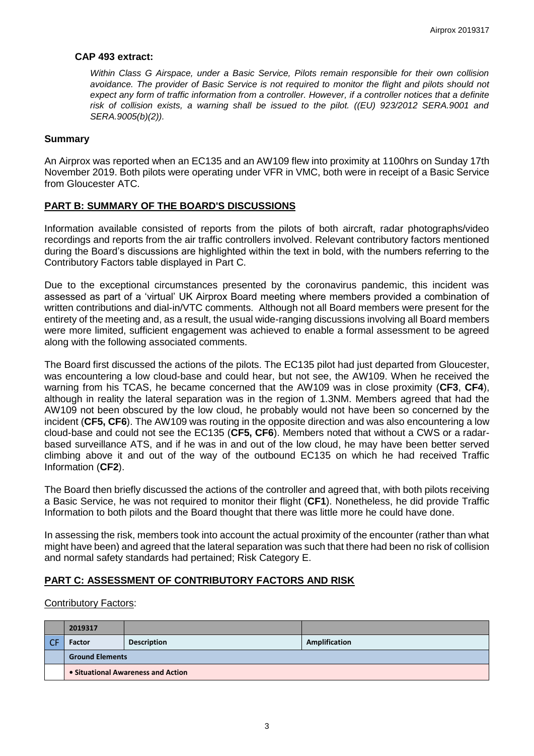### CAP 493 extract:

*Within Class G Airspace, under a Basic Service, Pilots remain responsible for their own collision avoidance. The provider of Basic Service is not required to monitor the flight and pilots should not expect any form of traffic information from a controller. However, if a controller notices that a definite risk of collision exists, a warning shall be issued to the pilot. ((EU) 923/2012 SERA.9001 and SERA.9005(b)(2)).*

## Summary

An Airprox was reported when an EC135 and an AW109 flew into proximity at 1100hrs on Sunday 17th November 2019. Both pilots were operating under VFR in VMC, both were in receipt of a Basic Service from Gloucester ATC.

## PART B: SUMMARY OF THE BOARD'S DISCUSSIONS

Information available consisted of reports from the pilots of both aircraft, radar photographs/video recordings and reports from the air traffic controllers involved. Relevant contributory factors mentioned during the Board's discussions are highlighted within the text in bold, with the numbers referring to the Contributory Factors table displayed in Part C.

Due to the exceptional circumstances presented by the coronavirus pandemic, this incident was assessed as part of a 'virtual' UK Airprox Board meeting where members provided a combination of written contributions and dial-in/VTC comments. Although not all Board members were present for the entirety of the meeting and, as a result, the usual wide-ranging discussions involving all Board members were more limited, sufficient engagement was achieved to enable a formal assessment to be agreed along with the following associated comments.

The Board first discussed the actions of the pilots. The EC135 pilot had just departed from Gloucester, was encountering a low cloud-base and could hear, but not see, the AW109. When he received the warning from his TCAS, he became concerned that the AW109 was in close proximity (**CF3**, **CF4**), although in reality the lateral separation was in the region of 1.3NM. Members agreed that had the AW109 not been obscured by the low cloud, he probably would not have been so concerned by the incident (**CF5, CF6**). The AW109 was routing in the opposite direction and was also encountering a low cloud-base and could not see the EC135 (**CF5, CF6**). Members noted that without a CWS or a radar-based surveillance ATS, and if he was in and out of the low cloud, he may have been better served climbing above it and out of the way of the outbound EC135 on which he had received Traffic Information (**CF2**).

The Board then briefly discussed the actions of the controller and agreed that, with both pilots receiving a Basic Service, he was not required to monitor their flight (**CF1**). Nonetheless, he did provide Traffic Information to both pilots and the Board thought that there was little more he could have done.

In assessing the risk, members took into account the actual proximity of the encounter (rather than what might have been) and agreed that the lateral separation was such that there had been no risk of collision and normal safety standards had pertained; Risk Category E.

## PART C: ASSESSMENT OF CONTRIBUTORY FACTORS AND RISK

Contributory Factors:

| | 2019317 | | |
|---|---|---|---|
| CF | Factor | Description | Amplification |
| | **Ground Elements** | | |
| | **• Situational Awareness and Action** | | |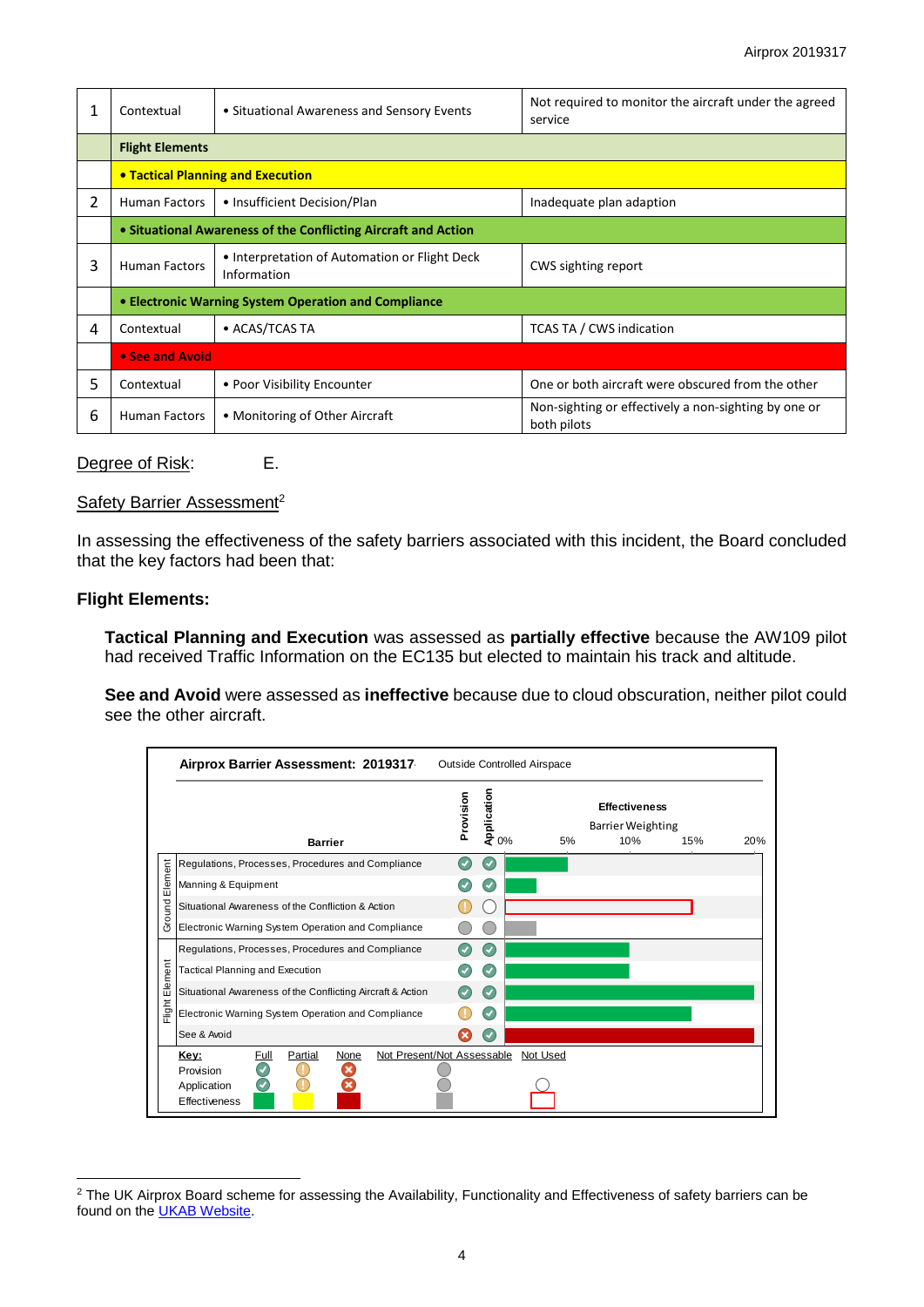| | | | |
|---|---|---|---|
| 1 | Contextual | • Situational Awareness and Sensory Events | Not required to monitor the aircraft under the agreed service |
| | **Flight Elements** | | |
| | **• Tactical Planning and Execution** | | |
| 2 | Human Factors | • Insufficient Decision/Plan | Inadequate plan adaption |
| | **• Situational Awareness of the Conflicting Aircraft and Action** | | |
| 3 | Human Factors | • Interpretation of Automation or Flight Deck Information | CWS sighting report |
| | **• Electronic Warning System Operation and Compliance** | | |
| 4 | Contextual | • ACAS/TCAS TA | TCAS TA / CWS indication |
| | **• See and Avoid** | | |
| 5 | Contextual | • Poor Visibility Encounter | One or both aircraft were obscured from the other |
| 6 | Human Factors | • Monitoring of Other Aircraft | Non-sighting or effectively a non-sighting by one or both pilots |

Degree of Risk: E.

Safety Barrier Assessment[2]

In assessing the effectiveness of the safety barriers associated with this incident, the Board concluded that the key factors had been that:

**Flight Elements:**

**Tactical Planning and Execution** was assessed as **partially effective** because the AW109 pilot had received Traffic Information on the EC135 but elected to maintain his track and altitude.

**See and Avoid** were assessed as **ineffective** because due to cloud obscuration, neither pilot could see the other aircraft.

Airprox Barrier Assessment: 2019317
Outside Controlled Airspace
Barrier
Provision
Application
Effectiveness
Barrier Weighting
0% 5% 10% 15% 20%
Ground Element
Regulations, Processes, Procedures and Compliance
Manning & Equipment
Situational Awareness of the Confliction & Action
Electronic Warning System Operation and Compliance
Flight Element
Regulations, Processes, Procedures and Compliance
Tactical Planning and Execution
Situational Awareness of the Conflicting Aircraft & Action
Electronic Warning System Operation and Compliance
See & Avoid
Key: Full Partial None Not Present/Not Assessable Not Used
Provision
Application
Effectiveness

[2] The UK Airprox Board scheme for assessing the Availability, Functionality and Effectiveness of safety barriers can be found on the UKAB Website.